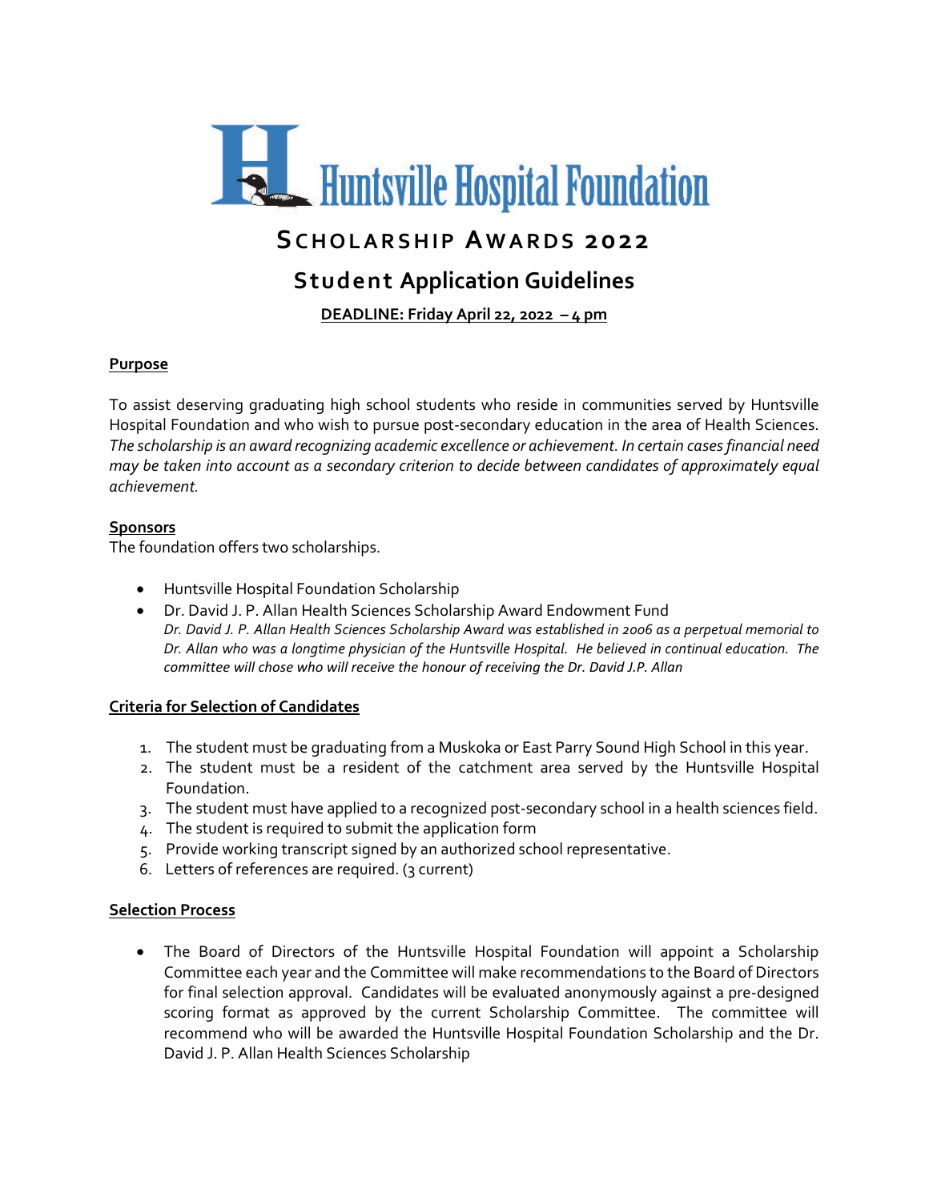Huntsville Hospital Foundation

# SCHOLARSHIP AWARDS 2022

## Student Application Guidelines

**DEADLINE: Friday April 22, 2022 – 4 pm**

### Purpose

To assist deserving graduating high school students who reside in communities served by Huntsville Hospital Foundation and who wish to pursue post-secondary education in the area of Health Sciences. *The scholarship is an award recognizing academic excellence or achievement. In certain cases financial need may be taken into account as a secondary criterion to decide between candidates of approximately equal achievement.*

### Sponsors

The foundation offers two scholarships.

- Huntsville Hospital Foundation Scholarship
- Dr. David J. P. Allan Health Sciences Scholarship Award Endowment Fund
  *Dr. David J. P. Allan Health Sciences Scholarship Award was established in 2006 as a perpetual memorial to Dr. Allan who was a longtime physician of the Huntsville Hospital. He believed in continual education. The committee will chose who will receive the honour of receiving the Dr. David J.P. Allan*

### Criteria for Selection of Candidates

1. The student must be graduating from a Muskoka or East Parry Sound High School in this year.
2. The student must be a resident of the catchment area served by the Huntsville Hospital Foundation.
3. The student must have applied to a recognized post-secondary school in a health sciences field.
4. The student is required to submit the application form
5. Provide working transcript signed by an authorized school representative.
6. Letters of references are required. (3 current)

### Selection Process

- The Board of Directors of the Huntsville Hospital Foundation will appoint a Scholarship Committee each year and the Committee will make recommendations to the Board of Directors for final selection approval. Candidates will be evaluated anonymously against a pre-designed scoring format as approved by the current Scholarship Committee. The committee will recommend who will be awarded the Huntsville Hospital Foundation Scholarship and the Dr. David J. P. Allan Health Sciences Scholarship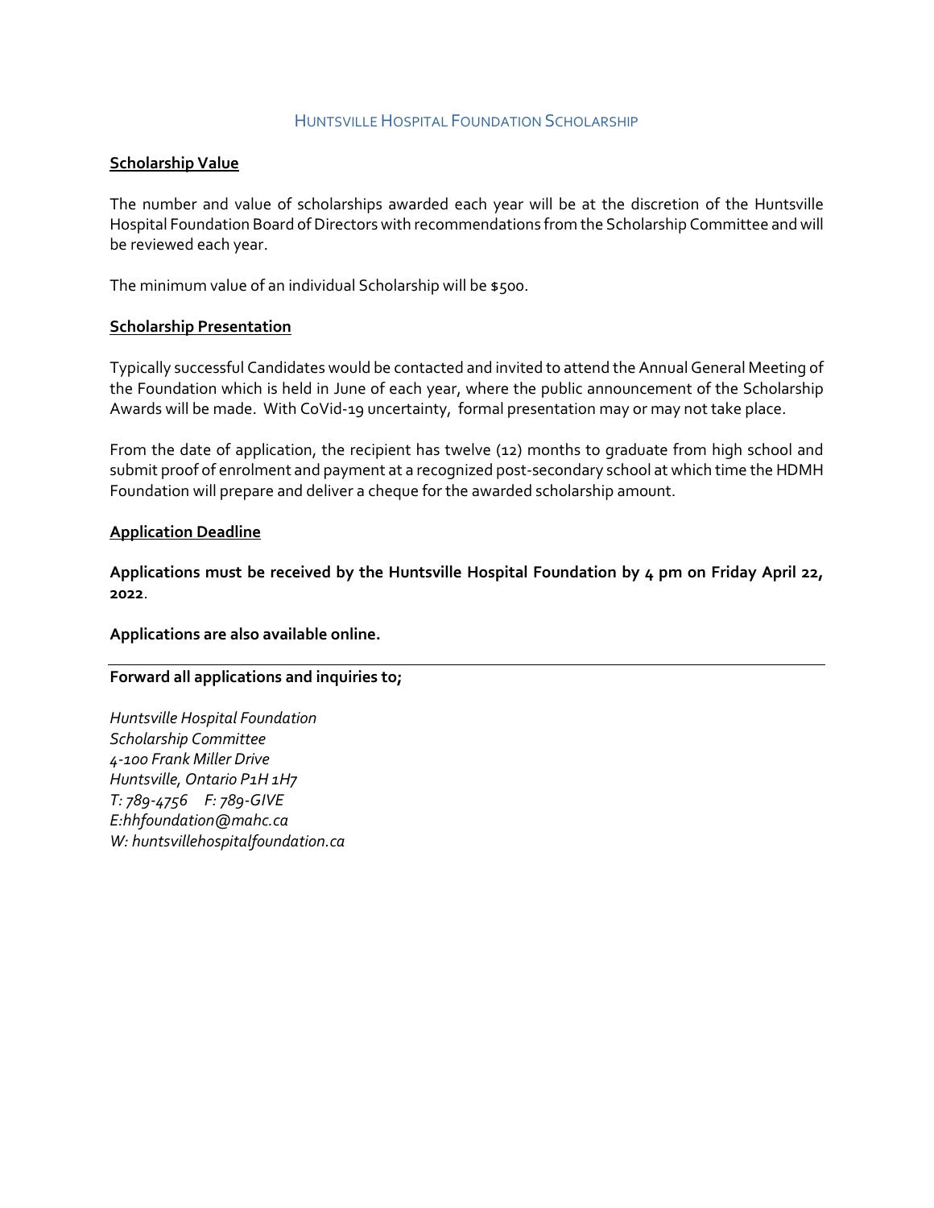## Huntsville Hospital Foundation Scholarship

**Scholarship Value**

The number and value of scholarships awarded each year will be at the discretion of the Huntsville Hospital Foundation Board of Directors with recommendations from the Scholarship Committee and will be reviewed each year.

The minimum value of an individual Scholarship will be $500.

**Scholarship Presentation**

Typically successful Candidates would be contacted and invited to attend the Annual General Meeting of the Foundation which is held in June of each year, where the public announcement of the Scholarship Awards will be made. With CoVid-19 uncertainty, formal presentation may or may not take place.

From the date of application, the recipient has twelve (12) months to graduate from high school and submit proof of enrolment and payment at a recognized post-secondary school at which time the HDMH Foundation will prepare and deliver a cheque for the awarded scholarship amount.

**Application Deadline**

**Applications must be received by the Huntsville Hospital Foundation by 4 pm on Friday April 22, 2022**.

**Applications are also available online.**

---

**Forward all applications and inquiries to;**

*Huntsville Hospital Foundation*
*Scholarship Committee*
*4-100 Frank Miller Drive*
*Huntsville, Ontario P1H 1H7*
*T: 789-4756 F: 789-GIVE*
*E:hhfoundation@mahc.ca*
*W: huntsvillehospitalfoundation.ca*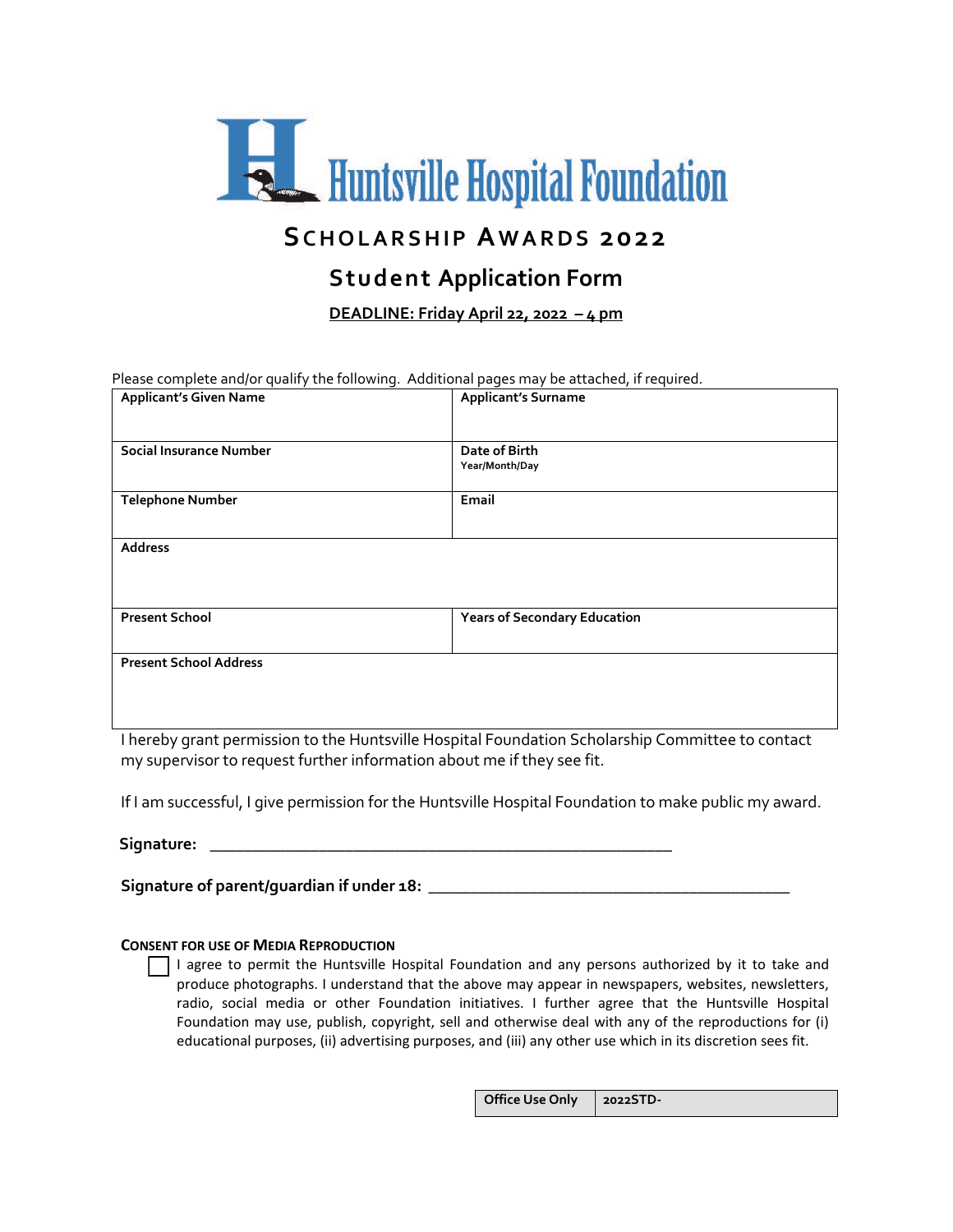Huntsville Hospital Foundation

# Scholarship Awards 2022

## Student Application Form

**DEADLINE: Friday April 22, 2022 – 4 pm**

Please complete and/or qualify the following. Additional pages may be attached, if required.

| **Applicant's Given Name** | **Applicant's Surname** |
|---|---|
| **Social Insurance Number** | **Date of Birth** Year/Month/Day |
| **Telephone Number** | **Email** |
| **Address** | |
| **Present School** | **Years of Secondary Education** |
| **Present School Address** | |

I hereby grant permission to the Huntsville Hospital Foundation Scholarship Committee to contact my supervisor to request further information about me if they see fit.

If I am successful, I give permission for the Huntsville Hospital Foundation to make public my award.

**Signature:** ________________________________________________

**Signature of parent/guardian if under 18:** ____________________________________

**Consent for Use of Media Reproduction**

☐ I agree to permit the Huntsville Hospital Foundation and any persons authorized by it to take and produce photographs. I understand that the above may appear in newspapers, websites, newsletters, radio, social media or other Foundation initiatives. I further agree that the Huntsville Hospital Foundation may use, publish, copyright, sell and otherwise deal with any of the reproductions for (i) educational purposes, (ii) advertising purposes, and (iii) any other use which in its discretion sees fit.

| Office Use Only | 2022STD- |
|---|---|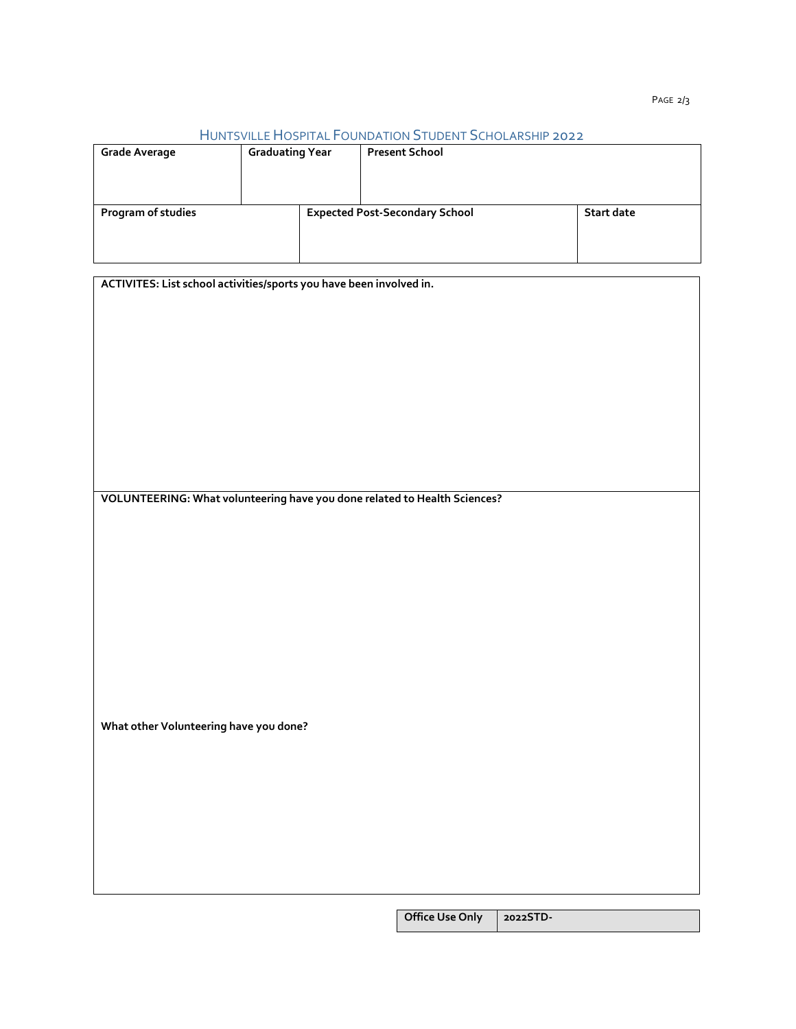## Huntsville Hospital Foundation Student Scholarship 2022

| Grade Average | Graduating Year | Present School |
|---|---|---|
| | | |

| Program of studies | Expected Post-Secondary School | Start date |
|---|---|---|
| | | |

**ACTIVITES: List school activities/sports you have been involved in.**

**VOLUNTEERING: What volunteering have you done related to Health Sciences?**

**What other Volunteering have you done?**

| Office Use Only | 2022STD- |
|---|---|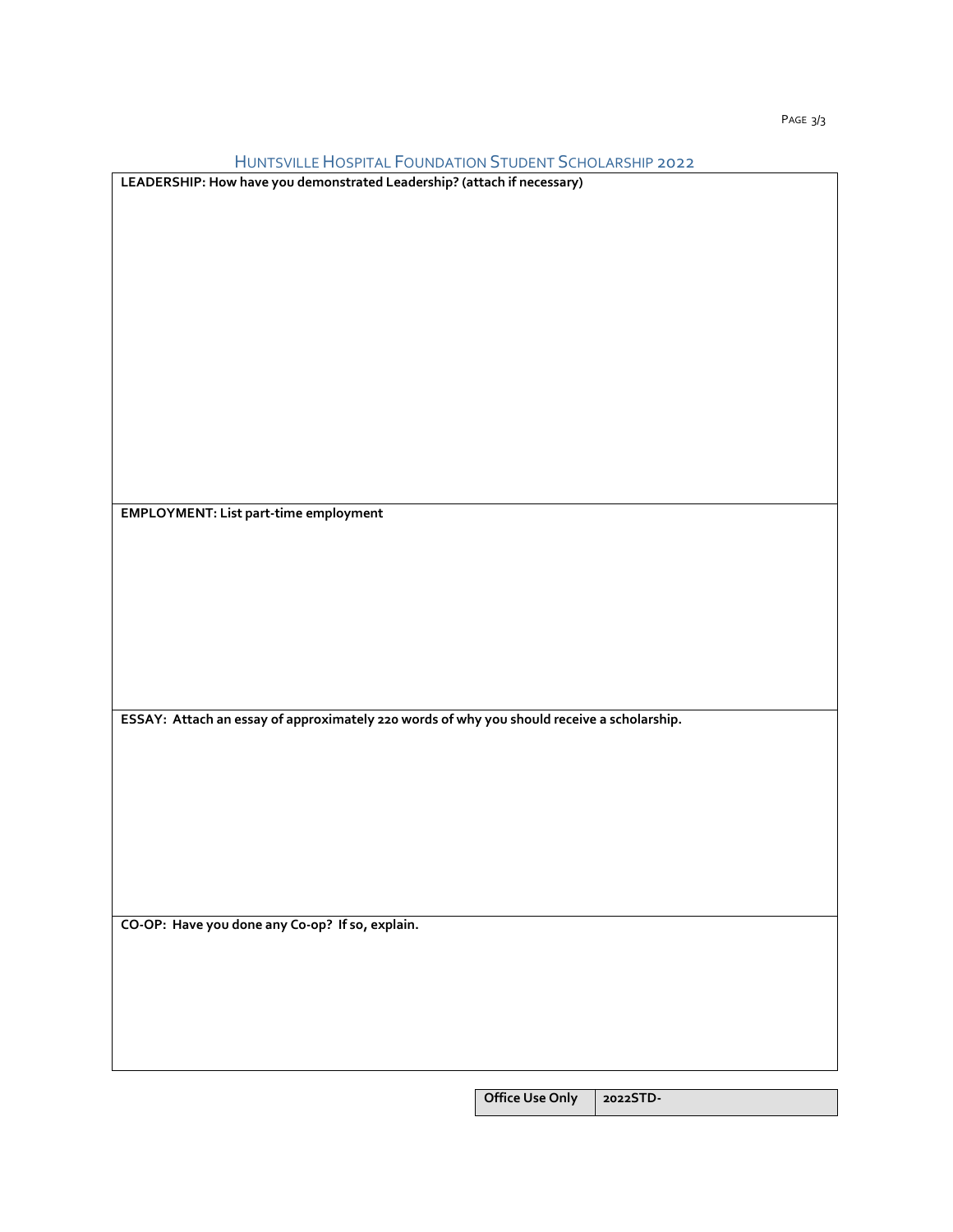## Huntsville Hospital Foundation Student Scholarship 2022

**LEADERSHIP: How have you demonstrated Leadership? (attach if necessary)**

**EMPLOYMENT: List part-time employment**

**ESSAY: Attach an essay of approximately 220 words of why you should receive a scholarship.**

**CO-OP: Have you done any Co-op? If so, explain.**

| | |
|---|---|
| **Office Use Only** | **2022STD-** |